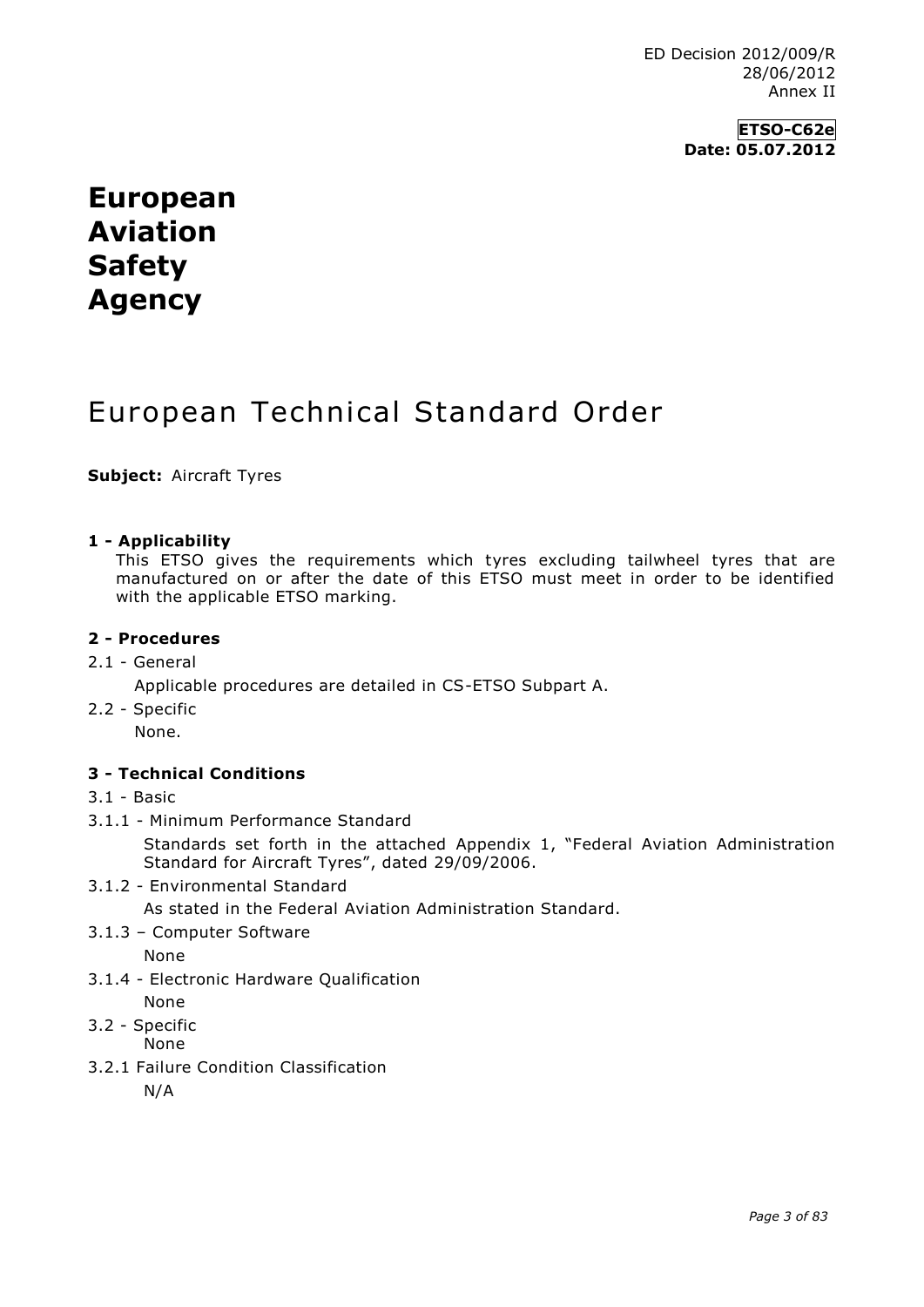ED Decision 2012/009/R
28/06/2012
Annex II

**ETSO-C62e**
**Date: 05.07.2012**

# European Aviation Safety Agency

# European Technical Standard Order

**Subject:** Aircraft Tyres

## 1 - Applicability

This ETSO gives the requirements which tyres excluding tailwheel tyres that are manufactured on or after the date of this ETSO must meet in order to be identified with the applicable ETSO marking.

## 2 - Procedures

2.1 - General

Applicable procedures are detailed in CS-ETSO Subpart A.

2.2 - Specific

None.

## 3 - Technical Conditions

3.1 - Basic

3.1.1 - Minimum Performance Standard

Standards set forth in the attached Appendix 1, "Federal Aviation Administration Standard for Aircraft Tyres", dated 29/09/2006.

3.1.2 - Environmental Standard

As stated in the Federal Aviation Administration Standard.

3.1.3 – Computer Software

None

3.1.4 - Electronic Hardware Qualification

None

3.2 - Specific

None

3.2.1 Failure Condition Classification

N/A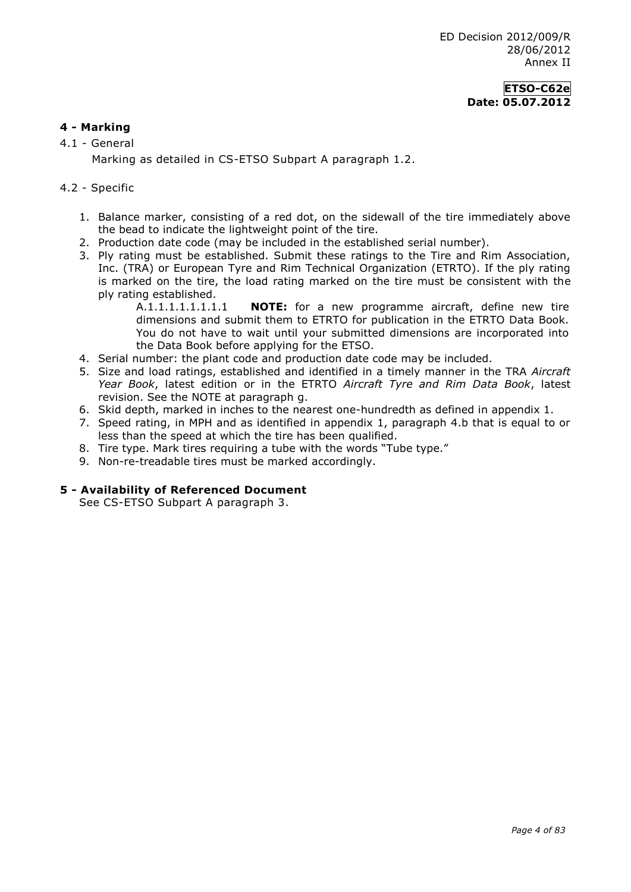## 4 - Marking

4.1 - General

Marking as detailed in CS-ETSO Subpart A paragraph 1.2.

4.2 - Specific

1. Balance marker, consisting of a red dot, on the sidewall of the tire immediately above the bead to indicate the lightweight point of the tire.
2. Production date code (may be included in the established serial number).
3. Ply rating must be established. Submit these ratings to the Tire and Rim Association, Inc. (TRA) or European Tyre and Rim Technical Organization (ETRTO). If the ply rating is marked on the tire, the load rating marked on the tire must be consistent with the ply rating established.

   A.1.1.1.1.1.1.1.1 **NOTE:** for a new programme aircraft, define new tire dimensions and submit them to ETRTO for publication in the ETRTO Data Book. You do not have to wait until your submitted dimensions are incorporated into the Data Book before applying for the ETSO.
4. Serial number: the plant code and production date code may be included.
5. Size and load ratings, established and identified in a timely manner in the TRA *Aircraft Year Book*, latest edition or in the ETRTO *Aircraft Tyre and Rim Data Book*, latest revision. See the NOTE at paragraph g.
6. Skid depth, marked in inches to the nearest one-hundredth as defined in appendix 1.
7. Speed rating, in MPH and as identified in appendix 1, paragraph 4.b that is equal to or less than the speed at which the tire has been qualified.
8. Tire type. Mark tires requiring a tube with the words "Tube type."
9. Non-re-treadable tires must be marked accordingly.

## 5 - Availability of Referenced Document

See CS-ETSO Subpart A paragraph 3.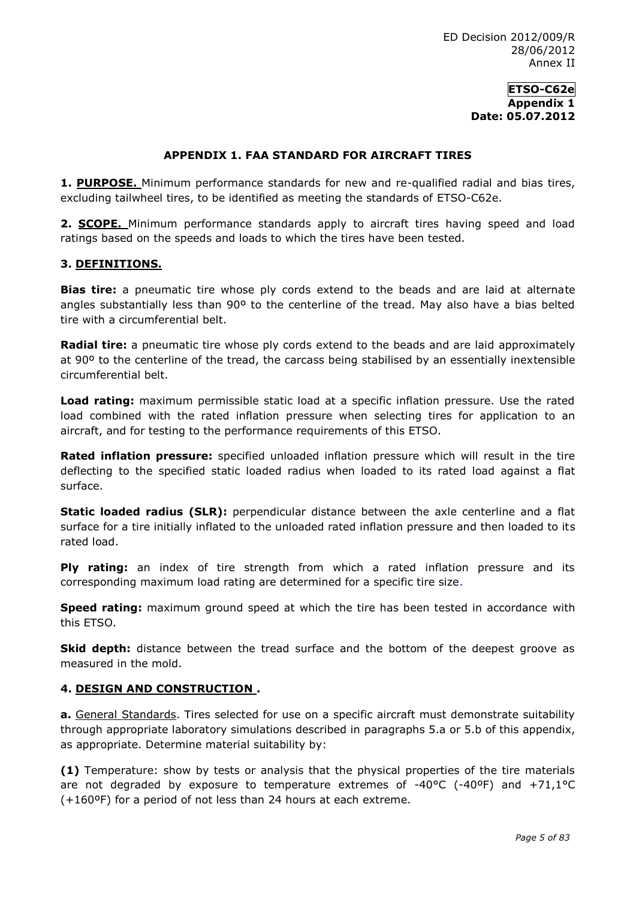## APPENDIX 1. FAA STANDARD FOR AIRCRAFT TIRES

**1. PURPOSE.** Minimum performance standards for new and re-qualified radial and bias tires, excluding tailwheel tires, to be identified as meeting the standards of ETSO-C62e.

**2. SCOPE.** Minimum performance standards apply to aircraft tires having speed and load ratings based on the speeds and loads to which the tires have been tested.

**3. DEFINITIONS.**

**Bias tire:** a pneumatic tire whose ply cords extend to the beads and are laid at alternate angles substantially less than 90º to the centerline of the tread. May also have a bias belted tire with a circumferential belt.

**Radial tire:** a pneumatic tire whose ply cords extend to the beads and are laid approximately at 90º to the centerline of the tread, the carcass being stabilised by an essentially inextensible circumferential belt.

**Load rating:** maximum permissible static load at a specific inflation pressure. Use the rated load combined with the rated inflation pressure when selecting tires for application to an aircraft, and for testing to the performance requirements of this ETSO.

**Rated inflation pressure:** specified unloaded inflation pressure which will result in the tire deflecting to the specified static loaded radius when loaded to its rated load against a flat surface.

**Static loaded radius (SLR):** perpendicular distance between the axle centerline and a flat surface for a tire initially inflated to the unloaded rated inflation pressure and then loaded to its rated load.

**Ply rating:** an index of tire strength from which a rated inflation pressure and its corresponding maximum load rating are determined for a specific tire size.

**Speed rating:** maximum ground speed at which the tire has been tested in accordance with this ETSO.

**Skid depth:** distance between the tread surface and the bottom of the deepest groove as measured in the mold.

**4. DESIGN AND CONSTRUCTION.**

**a.** General Standards. Tires selected for use on a specific aircraft must demonstrate suitability through appropriate laboratory simulations described in paragraphs 5.a or 5.b of this appendix, as appropriate. Determine material suitability by:

**(1)** Temperature: show by tests or analysis that the physical properties of the tire materials are not degraded by exposure to temperature extremes of -40°C (-40ºF) and +71,1°C (+160ºF) for a period of not less than 24 hours at each extreme.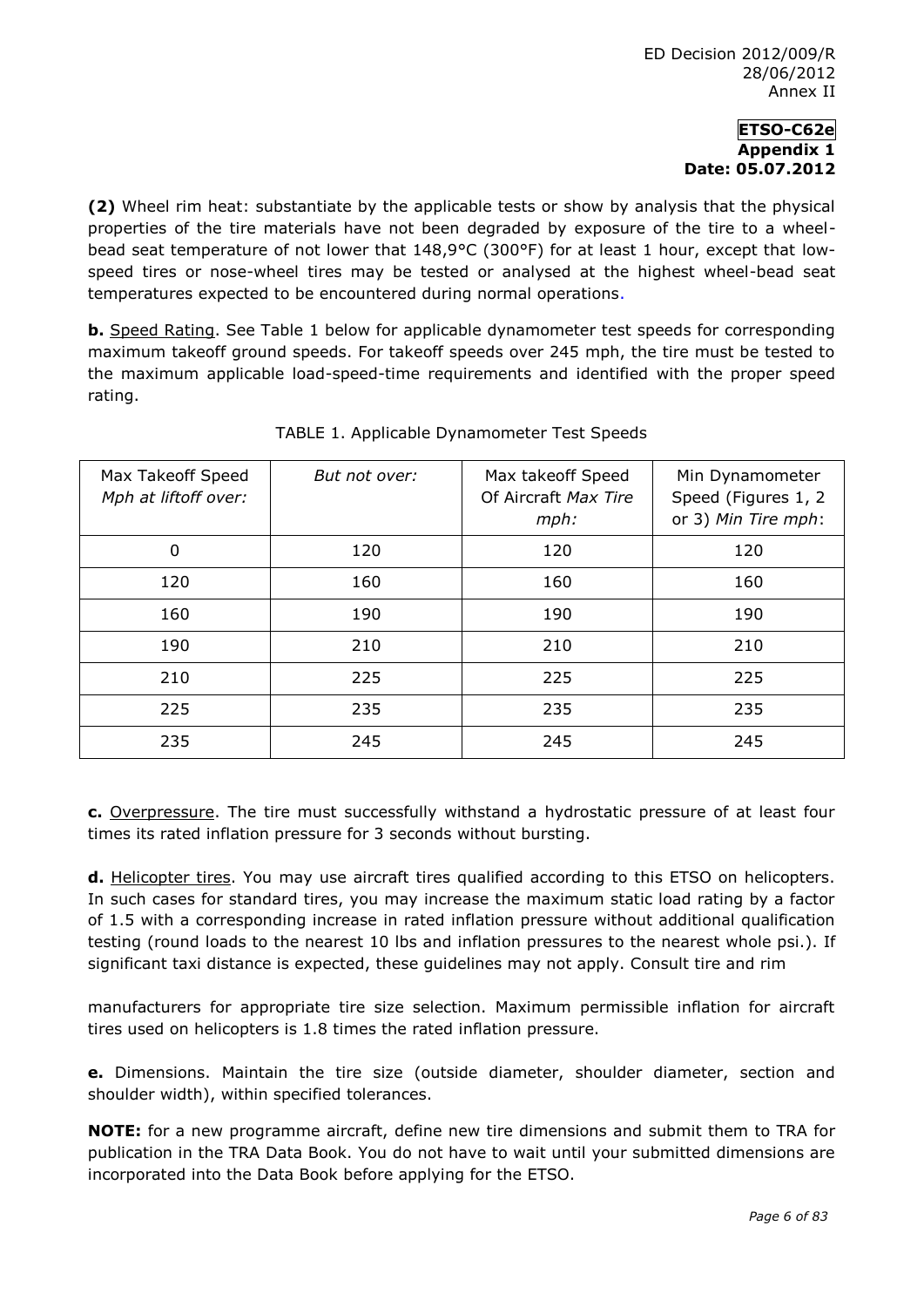**(2)** Wheel rim heat: substantiate by the applicable tests or show by analysis that the physical properties of the tire materials have not been degraded by exposure of the tire to a wheel-bead seat temperature of not lower that 148,9°C (300°F) for at least 1 hour, except that low-speed tires or nose-wheel tires may be tested or analysed at the highest wheel-bead seat temperatures expected to be encountered during normal operations.

**b.** Speed Rating. See Table 1 below for applicable dynamometer test speeds for corresponding maximum takeoff ground speeds. For takeoff speeds over 245 mph, the tire must be tested to the maximum applicable load-speed-time requirements and identified with the proper speed rating.

TABLE 1. Applicable Dynamometer Test Speeds

| Max Takeoff Speed *Mph at liftoff over:* | *But not over:* | Max takeoff Speed Of Aircraft *Max Tire mph:* | Min Dynamometer Speed (Figures 1, 2 or 3) *Min Tire mph*: |
|---|---|---|---|
| 0 | 120 | 120 | 120 |
| 120 | 160 | 160 | 160 |
| 160 | 190 | 190 | 190 |
| 190 | 210 | 210 | 210 |
| 210 | 225 | 225 | 225 |
| 225 | 235 | 235 | 235 |
| 235 | 245 | 245 | 245 |

**c.** Overpressure. The tire must successfully withstand a hydrostatic pressure of at least four times its rated inflation pressure for 3 seconds without bursting.

**d.** Helicopter tires. You may use aircraft tires qualified according to this ETSO on helicopters. In such cases for standard tires, you may increase the maximum static load rating by a factor of 1.5 with a corresponding increase in rated inflation pressure without additional qualification testing (round loads to the nearest 10 lbs and inflation pressures to the nearest whole psi.). If significant taxi distance is expected, these guidelines may not apply. Consult tire and rim manufacturers for appropriate tire size selection. Maximum permissible inflation for aircraft tires used on helicopters is 1.8 times the rated inflation pressure.

**e.** Dimensions. Maintain the tire size (outside diameter, shoulder diameter, section and shoulder width), within specified tolerances.

**NOTE:** for a new programme aircraft, define new tire dimensions and submit them to TRA for publication in the TRA Data Book. You do not have to wait until your submitted dimensions are incorporated into the Data Book before applying for the ETSO.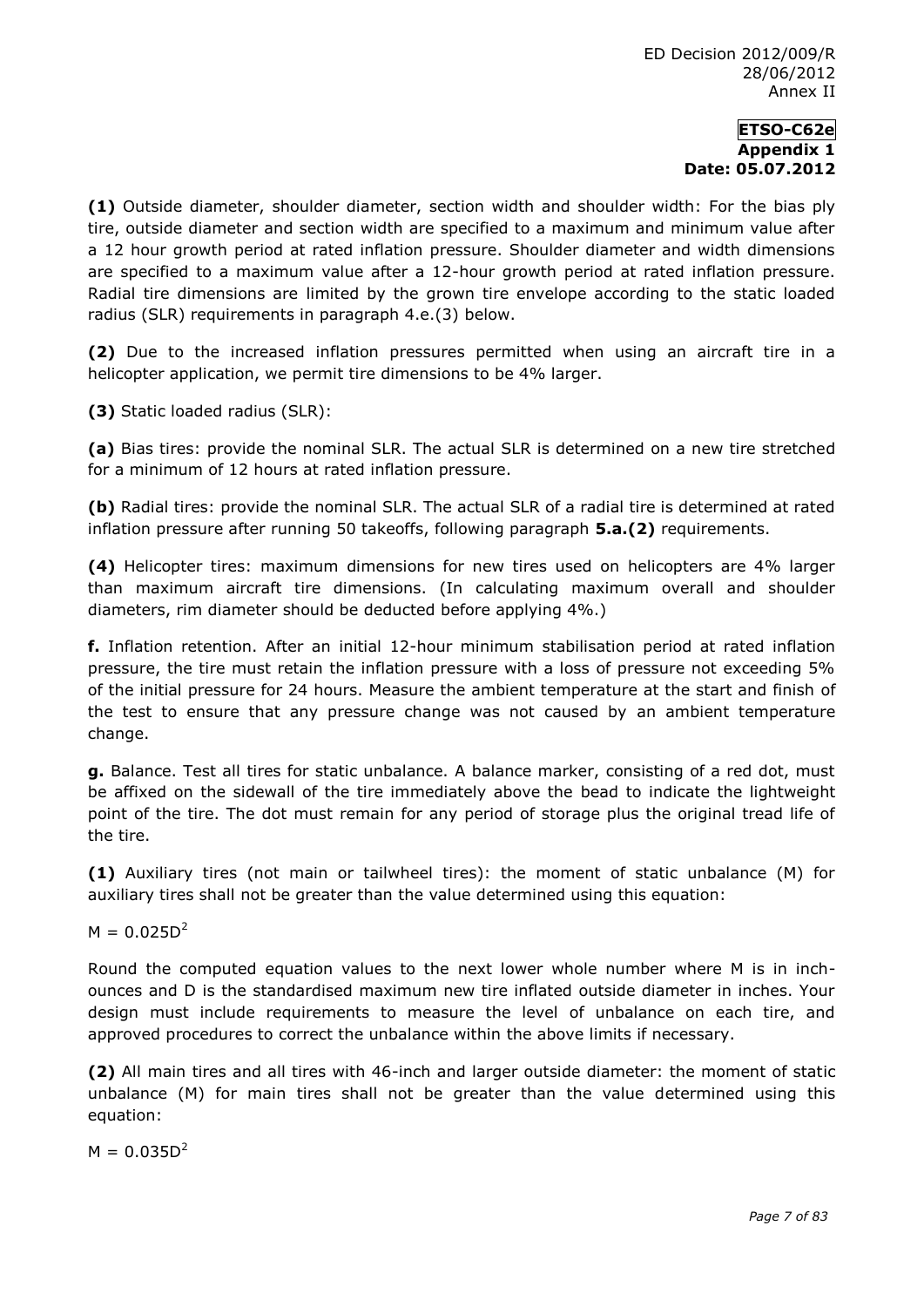**(1)** Outside diameter, shoulder diameter, section width and shoulder width: For the bias ply tire, outside diameter and section width are specified to a maximum and minimum value after a 12 hour growth period at rated inflation pressure. Shoulder diameter and width dimensions are specified to a maximum value after a 12-hour growth period at rated inflation pressure. Radial tire dimensions are limited by the grown tire envelope according to the static loaded radius (SLR) requirements in paragraph 4.e.(3) below.

**(2)** Due to the increased inflation pressures permitted when using an aircraft tire in a helicopter application, we permit tire dimensions to be 4% larger.

**(3)** Static loaded radius (SLR):

**(a)** Bias tires: provide the nominal SLR. The actual SLR is determined on a new tire stretched for a minimum of 12 hours at rated inflation pressure.

**(b)** Radial tires: provide the nominal SLR. The actual SLR of a radial tire is determined at rated inflation pressure after running 50 takeoffs, following paragraph **5.a.(2)** requirements.

**(4)** Helicopter tires: maximum dimensions for new tires used on helicopters are 4% larger than maximum aircraft tire dimensions. (In calculating maximum overall and shoulder diameters, rim diameter should be deducted before applying 4%.)

**f.** Inflation retention. After an initial 12-hour minimum stabilisation period at rated inflation pressure, the tire must retain the inflation pressure with a loss of pressure not exceeding 5% of the initial pressure for 24 hours. Measure the ambient temperature at the start and finish of the test to ensure that any pressure change was not caused by an ambient temperature change.

**g.** Balance. Test all tires for static unbalance. A balance marker, consisting of a red dot, must be affixed on the sidewall of the tire immediately above the bead to indicate the lightweight point of the tire. The dot must remain for any period of storage plus the original tread life of the tire.

**(1)** Auxiliary tires (not main or tailwheel tires): the moment of static unbalance (M) for auxiliary tires shall not be greater than the value determined using this equation:

$M = 0.025D^2$

Round the computed equation values to the next lower whole number where M is in inch-ounces and D is the standardised maximum new tire inflated outside diameter in inches. Your design must include requirements to measure the level of unbalance on each tire, and approved procedures to correct the unbalance within the above limits if necessary.

**(2)** All main tires and all tires with 46-inch and larger outside diameter: the moment of static unbalance (M) for main tires shall not be greater than the value determined using this equation:

$M = 0.035D^2$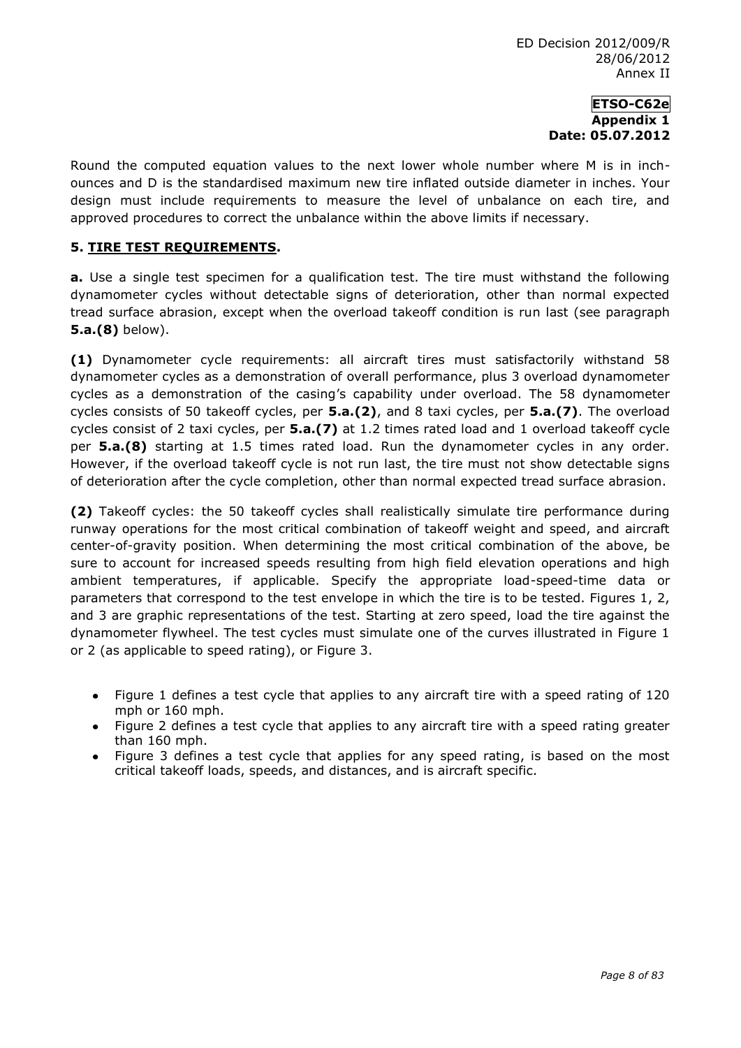Round the computed equation values to the next lower whole number where M is in inch-ounces and D is the standardised maximum new tire inflated outside diameter in inches. Your design must include requirements to measure the level of unbalance on each tire, and approved procedures to correct the unbalance within the above limits if necessary.

## 5. TIRE TEST REQUIREMENTS.

**a.** Use a single test specimen for a qualification test. The tire must withstand the following dynamometer cycles without detectable signs of deterioration, other than normal expected tread surface abrasion, except when the overload takeoff condition is run last (see paragraph **5.a.(8)** below).

**(1)** Dynamometer cycle requirements: all aircraft tires must satisfactorily withstand 58 dynamometer cycles as a demonstration of overall performance, plus 3 overload dynamometer cycles as a demonstration of the casing's capability under overload. The 58 dynamometer cycles consists of 50 takeoff cycles, per **5.a.(2)**, and 8 taxi cycles, per **5.a.(7)**. The overload cycles consist of 2 taxi cycles, per **5.a.(7)** at 1.2 times rated load and 1 overload takeoff cycle per **5.a.(8)** starting at 1.5 times rated load. Run the dynamometer cycles in any order. However, if the overload takeoff cycle is not run last, the tire must not show detectable signs of deterioration after the cycle completion, other than normal expected tread surface abrasion.

**(2)** Takeoff cycles: the 50 takeoff cycles shall realistically simulate tire performance during runway operations for the most critical combination of takeoff weight and speed, and aircraft center-of-gravity position. When determining the most critical combination of the above, be sure to account for increased speeds resulting from high field elevation operations and high ambient temperatures, if applicable. Specify the appropriate load-speed-time data or parameters that correspond to the test envelope in which the tire is to be tested. Figures 1, 2, and 3 are graphic representations of the test. Starting at zero speed, load the tire against the dynamometer flywheel. The test cycles must simulate one of the curves illustrated in Figure 1 or 2 (as applicable to speed rating), or Figure 3.

- Figure 1 defines a test cycle that applies to any aircraft tire with a speed rating of 120 mph or 160 mph.
- Figure 2 defines a test cycle that applies to any aircraft tire with a speed rating greater than 160 mph.
- Figure 3 defines a test cycle that applies for any speed rating, is based on the most critical takeoff loads, speeds, and distances, and is aircraft specific.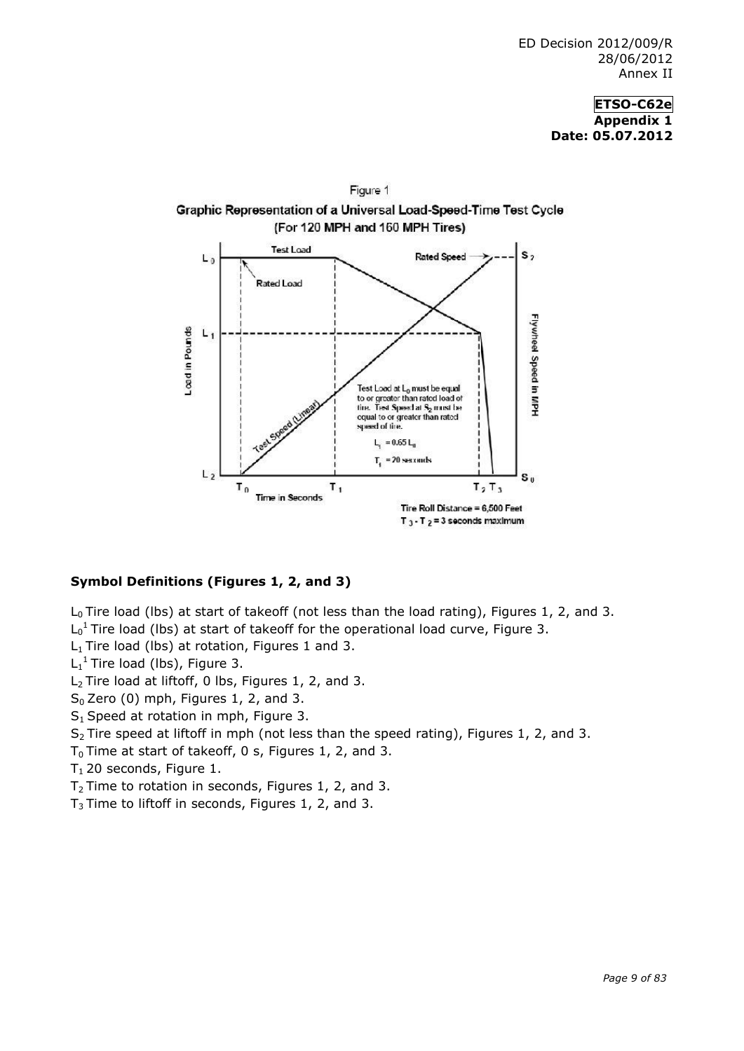**ETSO-C62e**
**Appendix 1**
**Date: 05.07.2012**

Figure 1

Graphic Representation of a Universal Load-Speed-Time Test Cycle (For 120 MPH and 160 MPH Tires)

Test Load at $L_0$ must be equal to or greater than rated load of tire. Test Speed at $S_2$ must be equal to or greater than rated speed of tire.

$L_1 = 0.65\ L_0$

$T_1 = 20$ seconds

Tire Roll Distance = 6,500 Feet

$T_3 - T_2 = 3$ seconds maximum

### Symbol Definitions (Figures 1, 2, and 3)

$L_0$ Tire load (lbs) at start of takeoff (not less than the load rating), Figures 1, 2, and 3.
$L_0^1$ Tire load (lbs) at start of takeoff for the operational load curve, Figure 3.
$L_1$ Tire load (lbs) at rotation, Figures 1 and 3.
$L_1^1$ Tire load (lbs), Figure 3.
$L_2$ Tire load at liftoff, 0 lbs, Figures 1, 2, and 3.
$S_0$ Zero (0) mph, Figures 1, 2, and 3.
$S_1$ Speed at rotation in mph, Figure 3.
$S_2$ Tire speed at liftoff in mph (not less than the speed rating), Figures 1, 2, and 3.
$T_0$ Time at start of takeoff, 0 s, Figures 1, 2, and 3.
$T_1$ 20 seconds, Figure 1.
$T_2$ Time to rotation in seconds, Figures 1, 2, and 3.
$T_3$ Time to liftoff in seconds, Figures 1, 2, and 3.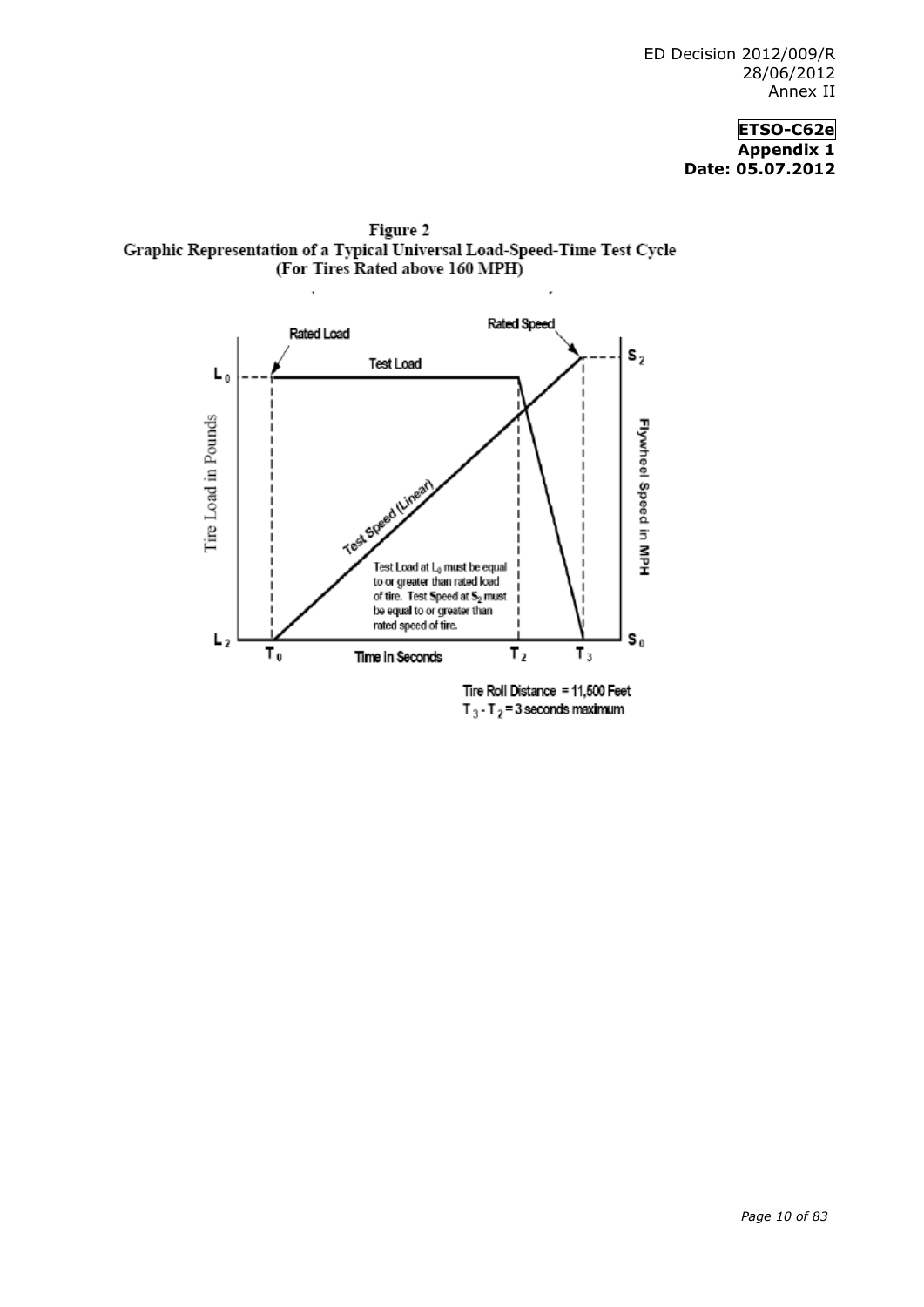**Figure 2**
**Graphic Representation of a Typical Universal Load-Speed-Time Test Cycle**
**(For Tires Rated above 160 MPH)**

Rated Load

Rated Speed

Test Load

$L_0$

$S_2$

Tire Load in Pounds

Flywheel Speed in MPH

Test Speed (Linear)

Test Load at $L_0$ must be equal to or greater than rated load of tire. Test Speed at $S_2$ must be equal to or greater than rated speed of tire.

$L_2$ $T_0$ Time in Seconds $T_2$ $T_3$ $S_0$

Tire Roll Distance = 11,500 Feet

$T_3 - T_2$ = 3 seconds maximum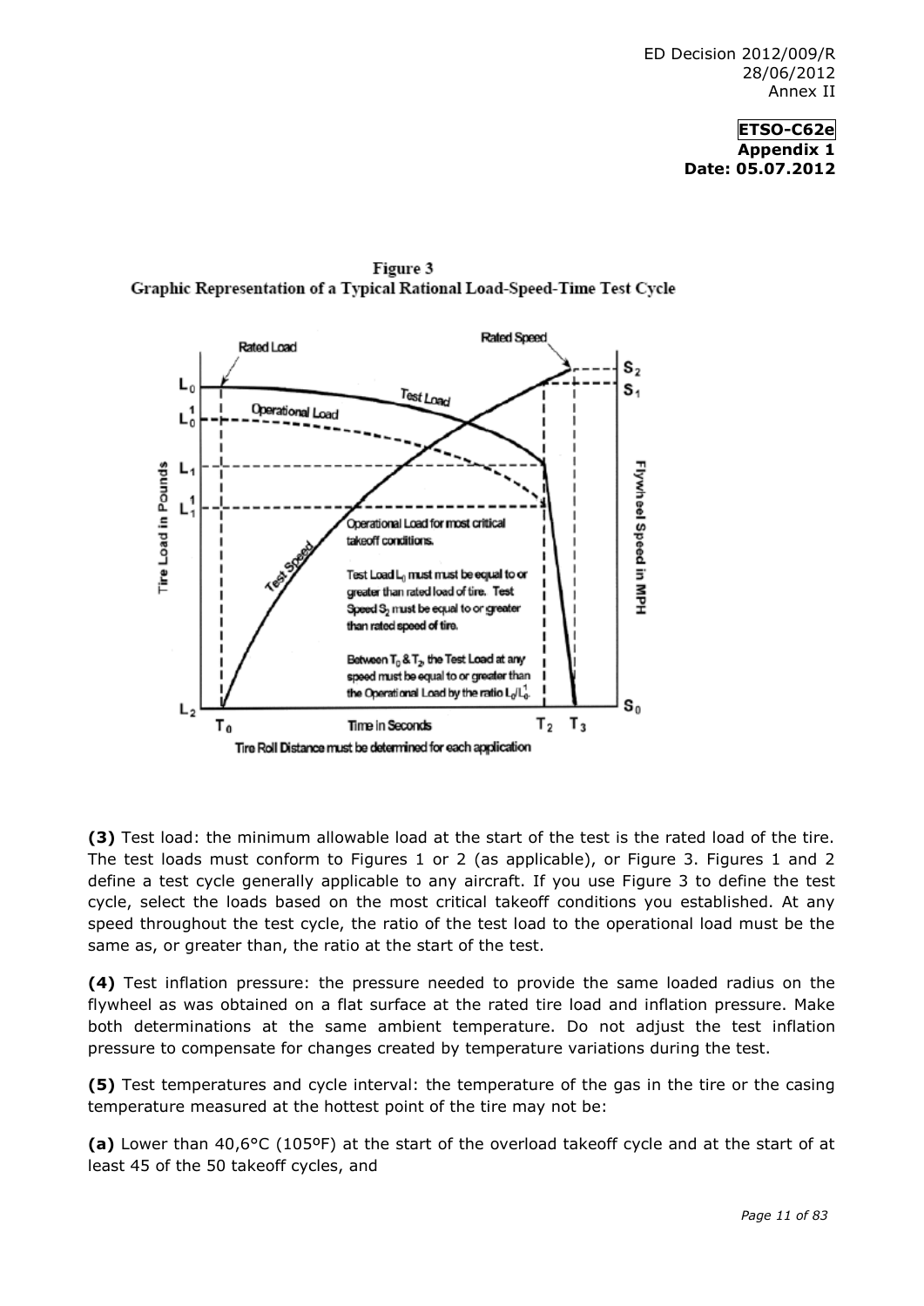Figure 3
Graphic Representation of a Typical Rational Load-Speed-Time Test Cycle

**(3)** Test load: the minimum allowable load at the start of the test is the rated load of the tire. The test loads must conform to Figures 1 or 2 (as applicable), or Figure 3. Figures 1 and 2 define a test cycle generally applicable to any aircraft. If you use Figure 3 to define the test cycle, select the loads based on the most critical takeoff conditions you established. At any speed throughout the test cycle, the ratio of the test load to the operational load must be the same as, or greater than, the ratio at the start of the test.

**(4)** Test inflation pressure: the pressure needed to provide the same loaded radius on the flywheel as was obtained on a flat surface at the rated tire load and inflation pressure. Make both determinations at the same ambient temperature. Do not adjust the test inflation pressure to compensate for changes created by temperature variations during the test.

**(5)** Test temperatures and cycle interval: the temperature of the gas in the tire or the casing temperature measured at the hottest point of the tire may not be:

**(a)** Lower than 40,6°C (105ºF) at the start of the overload takeoff cycle and at the start of at least 45 of the 50 takeoff cycles, and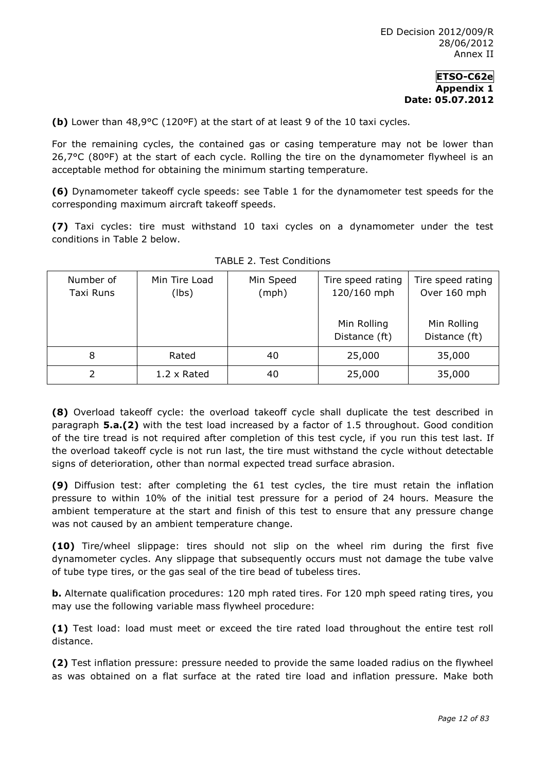**(b)** Lower than 48,9°C (120ºF) at the start of at least 9 of the 10 taxi cycles.

For the remaining cycles, the contained gas or casing temperature may not be lower than 26,7°C (80ºF) at the start of each cycle. Rolling the tire on the dynamometer flywheel is an acceptable method for obtaining the minimum starting temperature.

**(6)** Dynamometer takeoff cycle speeds: see Table 1 for the dynamometer test speeds for the corresponding maximum aircraft takeoff speeds.

**(7)** Taxi cycles: tire must withstand 10 taxi cycles on a dynamometer under the test conditions in Table 2 below.

TABLE 2. Test Conditions

| Number of Taxi Runs | Min Tire Load (lbs) | Min Speed (mph) | Tire speed rating 120/160 mph | Tire speed rating Over 160 mph |
|---|---|---|---|---|
| | | | Min Rolling Distance (ft) | Min Rolling Distance (ft) |
| 8 | Rated | 40 | 25,000 | 35,000 |
| 2 | 1.2 x Rated | 40 | 25,000 | 35,000 |

**(8)** Overload takeoff cycle: the overload takeoff cycle shall duplicate the test described in paragraph **5.a.(2)** with the test load increased by a factor of 1.5 throughout. Good condition of the tire tread is not required after completion of this test cycle, if you run this test last. If the overload takeoff cycle is not run last, the tire must withstand the cycle without detectable signs of deterioration, other than normal expected tread surface abrasion.

**(9)** Diffusion test: after completing the 61 test cycles, the tire must retain the inflation pressure to within 10% of the initial test pressure for a period of 24 hours. Measure the ambient temperature at the start and finish of this test to ensure that any pressure change was not caused by an ambient temperature change.

**(10)** Tire/wheel slippage: tires should not slip on the wheel rim during the first five dynamometer cycles. Any slippage that subsequently occurs must not damage the tube valve of tube type tires, or the gas seal of the tire bead of tubeless tires.

**b.** Alternate qualification procedures: 120 mph rated tires. For 120 mph speed rating tires, you may use the following variable mass flywheel procedure:

**(1)** Test load: load must meet or exceed the tire rated load throughout the entire test roll distance.

**(2)** Test inflation pressure: pressure needed to provide the same loaded radius on the flywheel as was obtained on a flat surface at the rated tire load and inflation pressure. Make both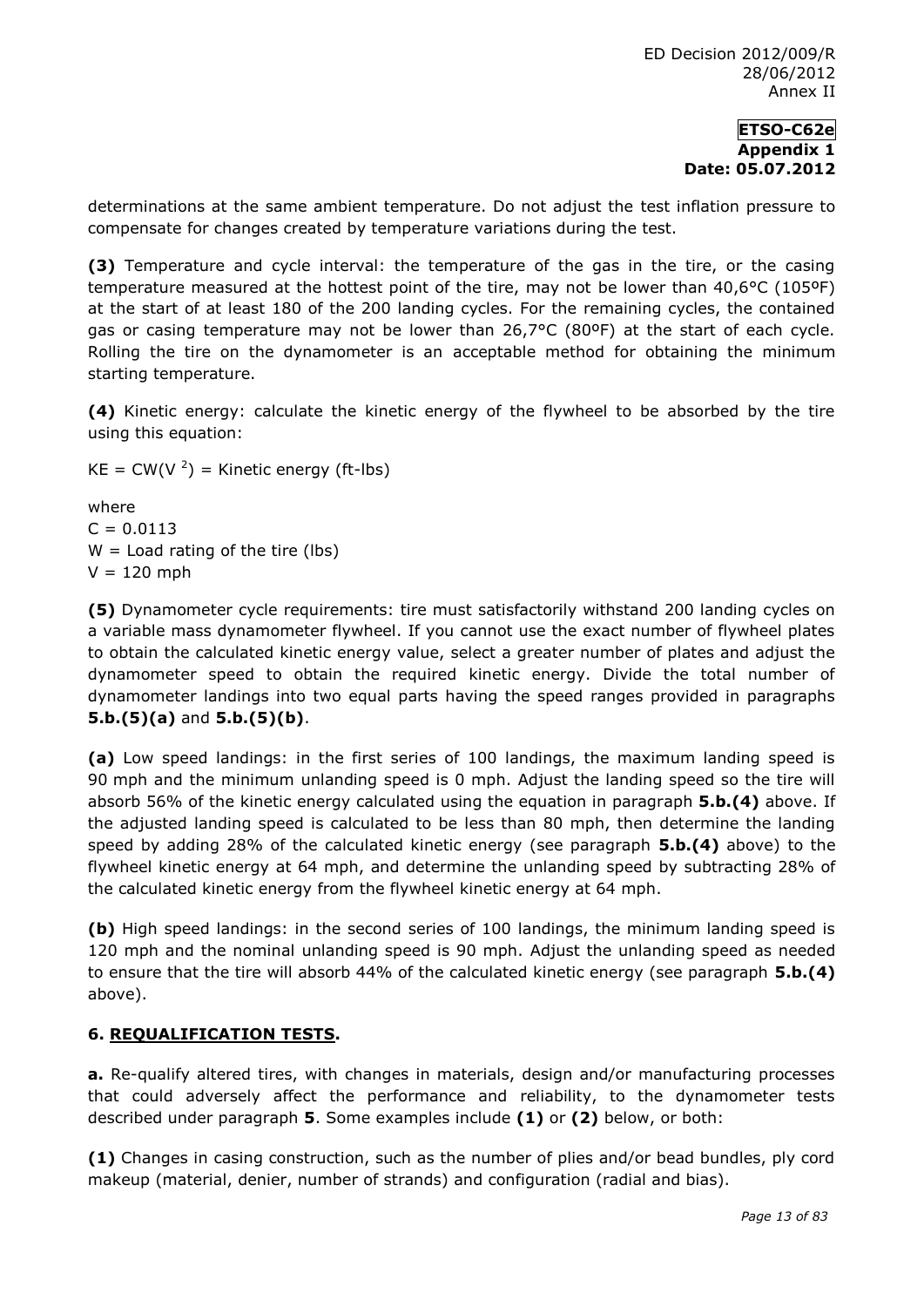determinations at the same ambient temperature. Do not adjust the test inflation pressure to compensate for changes created by temperature variations during the test.

**(3)** Temperature and cycle interval: the temperature of the gas in the tire, or the casing temperature measured at the hottest point of the tire, may not be lower than 40,6°C (105ºF) at the start of at least 180 of the 200 landing cycles. For the remaining cycles, the contained gas or casing temperature may not be lower than 26,7°C (80ºF) at the start of each cycle. Rolling the tire on the dynamometer is an acceptable method for obtaining the minimum starting temperature.

**(4)** Kinetic energy: calculate the kinetic energy of the flywheel to be absorbed by the tire using this equation:

$KE = CW(V^2)$ = Kinetic energy (ft-lbs)

where
$C = 0.0113$
$W$ = Load rating of the tire (lbs)
$V = 120$ mph

**(5)** Dynamometer cycle requirements: tire must satisfactorily withstand 200 landing cycles on a variable mass dynamometer flywheel. If you cannot use the exact number of flywheel plates to obtain the calculated kinetic energy value, select a greater number of plates and adjust the dynamometer speed to obtain the required kinetic energy. Divide the total number of dynamometer landings into two equal parts having the speed ranges provided in paragraphs **5.b.(5)(a)** and **5.b.(5)(b)**.

**(a)** Low speed landings: in the first series of 100 landings, the maximum landing speed is 90 mph and the minimum unlanding speed is 0 mph. Adjust the landing speed so the tire will absorb 56% of the kinetic energy calculated using the equation in paragraph **5.b.(4)** above. If the adjusted landing speed is calculated to be less than 80 mph, then determine the landing speed by adding 28% of the calculated kinetic energy (see paragraph **5.b.(4)** above) to the flywheel kinetic energy at 64 mph, and determine the unlanding speed by subtracting 28% of the calculated kinetic energy from the flywheel kinetic energy at 64 mph.

**(b)** High speed landings: in the second series of 100 landings, the minimum landing speed is 120 mph and the nominal unlanding speed is 90 mph. Adjust the unlanding speed as needed to ensure that the tire will absorb 44% of the calculated kinetic energy (see paragraph **5.b.(4)** above).

## 6. REQUALIFICATION TESTS.

**a.** Re-qualify altered tires, with changes in materials, design and/or manufacturing processes that could adversely affect the performance and reliability, to the dynamometer tests described under paragraph **5**. Some examples include **(1)** or **(2)** below, or both:

**(1)** Changes in casing construction, such as the number of plies and/or bead bundles, ply cord makeup (material, denier, number of strands) and configuration (radial and bias).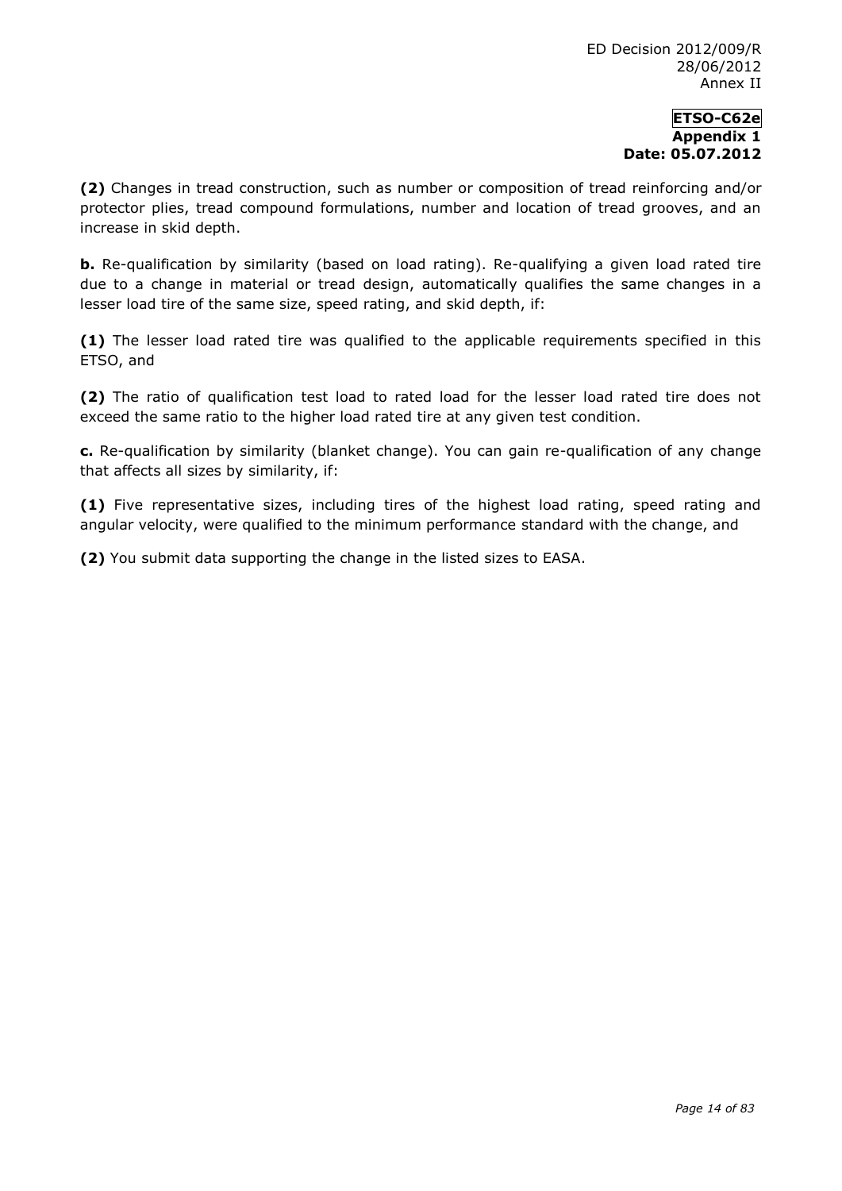**(2)** Changes in tread construction, such as number or composition of tread reinforcing and/or protector plies, tread compound formulations, number and location of tread grooves, and an increase in skid depth.

**b.** Re-qualification by similarity (based on load rating). Re-qualifying a given load rated tire due to a change in material or tread design, automatically qualifies the same changes in a lesser load tire of the same size, speed rating, and skid depth, if:

**(1)** The lesser load rated tire was qualified to the applicable requirements specified in this ETSO, and

**(2)** The ratio of qualification test load to rated load for the lesser load rated tire does not exceed the same ratio to the higher load rated tire at any given test condition.

**c.** Re-qualification by similarity (blanket change). You can gain re-qualification of any change that affects all sizes by similarity, if:

**(1)** Five representative sizes, including tires of the highest load rating, speed rating and angular velocity, were qualified to the minimum performance standard with the change, and

**(2)** You submit data supporting the change in the listed sizes to EASA.